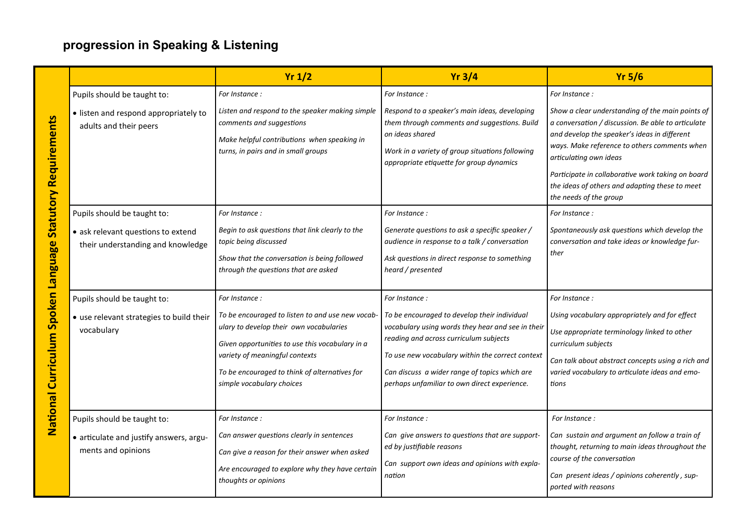## progression in Speaking & Listening

| National Curriculum Spoken Language Statutory Requirements | | Yr 1/2 | Yr 3/4 | Yr 5/6 |
|---|---|---|---|---|
| | Pupils should be taught to:<br>• listen and respond appropriately to adults and their peers | *For Instance :*<br>*Listen and respond to the speaker making simple comments and suggestions*<br>*Make helpful contributions when speaking in turns, in pairs and in small groups* | *For Instance :*<br>*Respond to a speaker's main ideas, developing them through comments and suggestions. Build on ideas shared*<br>*Work in a variety of group situations following appropriate etiquette for group dynamics* | *For Instance :*<br>*Show a clear understanding of the main points of a conversation / discussion. Be able to articulate and develop the speaker's ideas in different ways. Make reference to others comments when articulating own ideas*<br>*Participate in collaborative work taking on board the ideas of others and adapting these to meet the needs of the group* |
| | Pupils should be taught to:<br>• ask relevant questions to extend their understanding and knowledge | *For Instance :*<br>*Begin to ask questions that link clearly to the topic being discussed*<br>*Show that the conversation is being followed through the questions that are asked* | *For Instance :*<br>*Generate questions to ask a specific speaker / audience in response to a talk / conversation*<br>*Ask questions in direct response to something heard / presented* | *For Instance :*<br>*Spontaneously ask questions which develop the conversation and take ideas or knowledge further* |
| | Pupils should be taught to:<br>• use relevant strategies to build their vocabulary | *For Instance :*<br>*To be encouraged to listen to and use new vocabulary to develop their own vocabularies*<br>*Given opportunities to use this vocabulary in a variety of meaningful contexts*<br>*To be encouraged to think of alternatives for simple vocabulary choices* | *For Instance :*<br>*To be encouraged to develop their individual vocabulary using words they hear and see in their reading and across curriculum subjects*<br>*To use new vocabulary within the correct context*<br>*Can discuss a wider range of topics which are perhaps unfamiliar to own direct experience.* | *For Instance :*<br>*Using vocabulary appropriately and for effect*<br>*Use appropriate terminology linked to other curriculum subjects*<br>*Can talk about abstract concepts using a rich and varied vocabulary to articulate ideas and emotions* |
| | Pupils should be taught to:<br>• articulate and justify answers, arguments and opinions | *For Instance :*<br>*Can answer questions clearly in sentences*<br>*Can give a reason for their answer when asked*<br>*Are encouraged to explore why they have certain thoughts or opinions* | *For Instance :*<br>*Can give answers to questions that are supported by justifiable reasons*<br>*Can support own ideas and opinions with explanation* | *For Instance :*<br>*Can sustain and argument an follow a train of thought, returning to main ideas throughout the course of the conversation*<br>*Can present ideas / opinions coherently , supported with reasons* |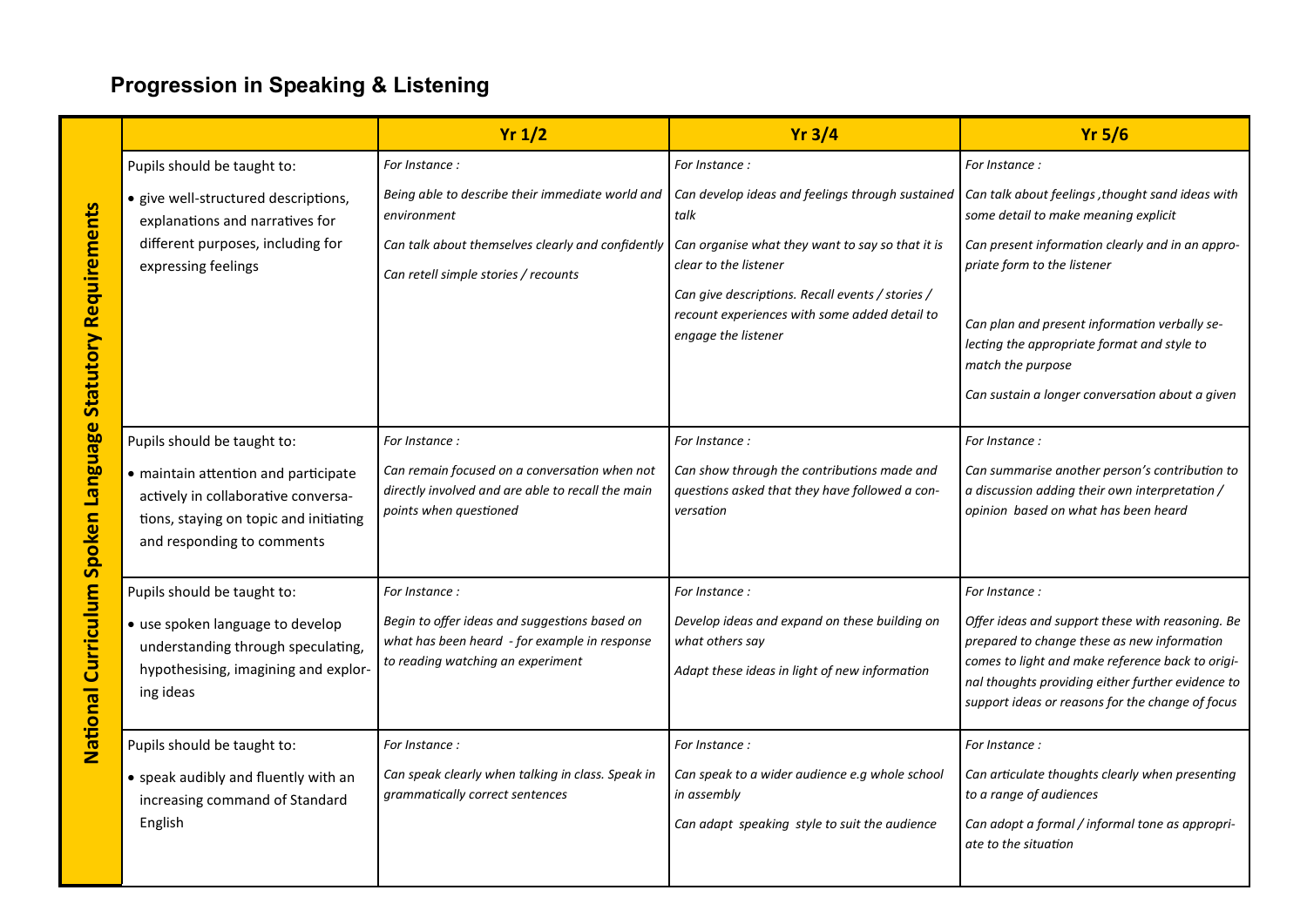# Progression in Speaking & Listening

| National Curriculum Spoken Language Statutory Requirements | Yr 1/2 | Yr 3/4 | Yr 5/6 |
|---|---|---|---|
| Pupils should be taught to: <br> • give well-structured descriptions, explanations and narratives for different purposes, including for expressing feelings | *For Instance :* <br> *Being able to describe their immediate world and environment* <br> *Can talk about themselves clearly and confidently* <br> *Can retell simple stories / recounts* | *For Instance :* <br> *Can develop ideas and feelings through sustained talk* <br> *Can organise what they want to say so that it is clear to the listener* <br> *Can give descriptions. Recall events / stories / recount experiences with some added detail to engage the listener* | *For Instance :* <br> *Can talk about feelings ,thought sand ideas with some detail to make meaning explicit* <br> *Can present information clearly and in an appropriate form to the listener* <br> *Can plan and present information verbally selecting the appropriate format and style to match the purpose* <br> *Can sustain a longer conversation about a given* |
| Pupils should be taught to: <br> • maintain attention and participate actively in collaborative conversations, staying on topic and initiating and responding to comments | *For Instance :* <br> *Can remain focused on a conversation when not directly involved and are able to recall the main points when questioned* | *For Instance :* <br> *Can show through the contributions made and questions asked that they have followed a conversation* | *For Instance :* <br> *Can summarise another person's contribution to a discussion adding their own interpretation / opinion based on what has been heard* |
| Pupils should be taught to: <br> • use spoken language to develop understanding through speculating, hypothesising, imagining and exploring ideas | *For Instance :* <br> *Begin to offer ideas and suggestions based on what has been heard - for example in response to reading watching an experiment* | *For Instance :* <br> *Develop ideas and expand on these building on what others say* <br> *Adapt these ideas in light of new information* | *For Instance :* <br> *Offer ideas and support these with reasoning. Be prepared to change these as new information comes to light and make reference back to original thoughts providing either further evidence to support ideas or reasons for the change of focus* |
| Pupils should be taught to: <br> • speak audibly and fluently with an increasing command of Standard English | *For Instance :* <br> *Can speak clearly when talking in class. Speak in grammatically correct sentences* | *For Instance :* <br> *Can speak to a wider audience e.g whole school in assembly* <br> *Can adapt speaking style to suit the audience* | *For Instance :* <br> *Can articulate thoughts clearly when presenting to a range of audiences* <br> *Can adopt a formal / informal tone as appropriate to the situation* |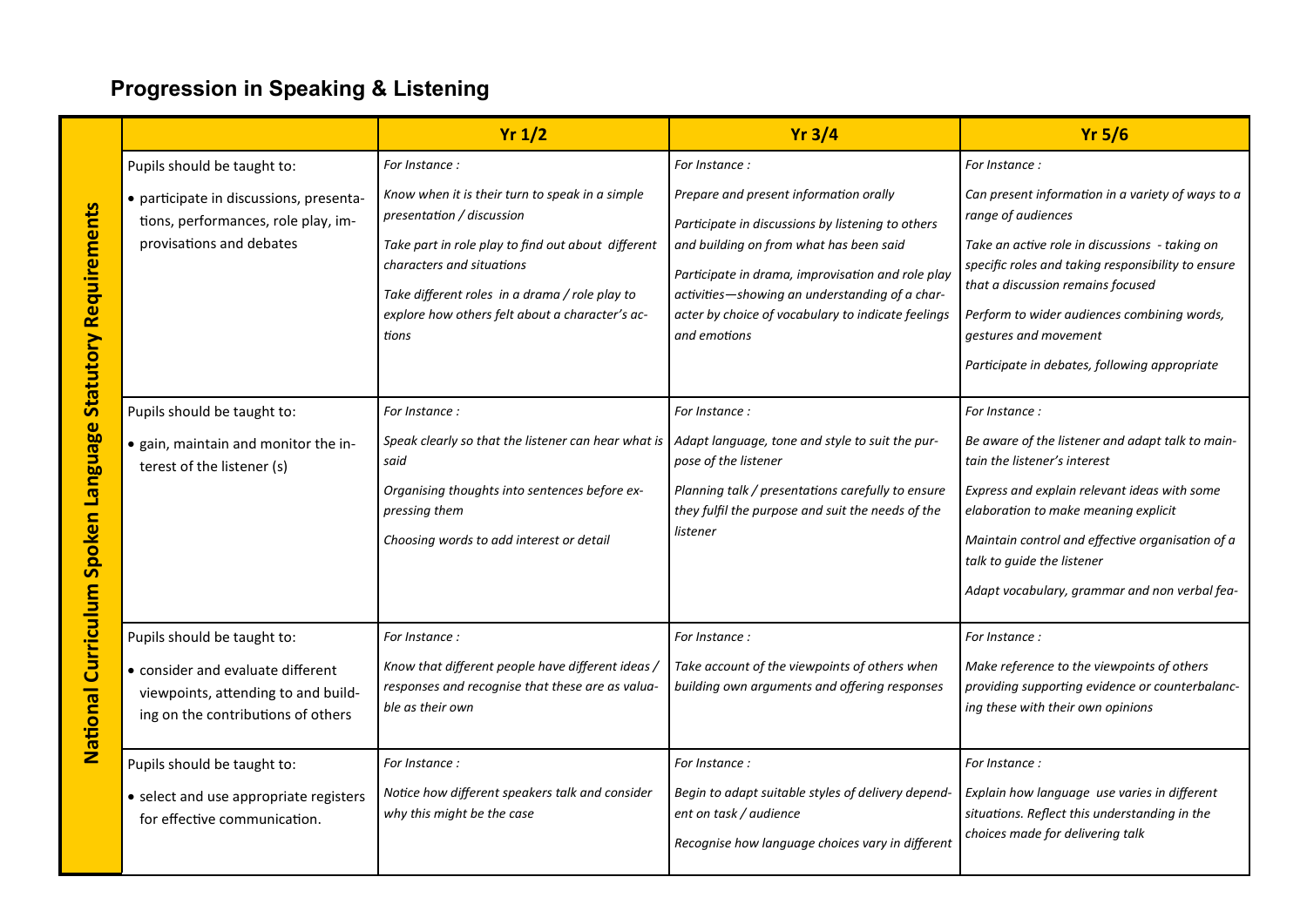## Progression in Speaking & Listening

| National Curriculum Spoken Language Statutory Requirements | | Yr 1/2 | Yr 3/4 | Yr 5/6 |
|---|---|---|---|---|
| | Pupils should be taught to:<br><br>• participate in discussions, presentations, performances, role play, improvisations and debates | *For Instance :*<br><br>*Know when it is their turn to speak in a simple presentation / discussion*<br><br>*Take part in role play to find out about different characters and situations*<br><br>*Take different roles in a drama / role play to explore how others felt about a character's actions* | *For Instance :*<br><br>*Prepare and present information orally*<br><br>*Participate in discussions by listening to others and building on from what has been said*<br><br>*Participate in drama, improvisation and role play activities—showing an understanding of a character by choice of vocabulary to indicate feelings and emotions* | *For Instance :*<br><br>*Can present information in a variety of ways to a range of audiences*<br><br>*Take an active role in discussions - taking on specific roles and taking responsibility to ensure that a discussion remains focused*<br><br>*Perform to wider audiences combining words, gestures and movement*<br><br>*Participate in debates, following appropriate* |
| | Pupils should be taught to:<br><br>• gain, maintain and monitor the interest of the listener (s) | *For Instance :*<br><br>*Speak clearly so that the listener can hear what is said*<br><br>*Organising thoughts into sentences before expressing them*<br><br>*Choosing words to add interest or detail* | *For Instance :*<br><br>*Adapt language, tone and style to suit the purpose of the listener*<br><br>*Planning talk / presentations carefully to ensure they fulfil the purpose and suit the needs of the listener* | *For Instance :*<br><br>*Be aware of the listener and adapt talk to maintain the listener's interest*<br><br>*Express and explain relevant ideas with some elaboration to make meaning explicit*<br><br>*Maintain control and effective organisation of a talk to guide the listener*<br><br>*Adapt vocabulary, grammar and non verbal fea-* |
| | Pupils should be taught to:<br><br>• consider and evaluate different viewpoints, attending to and building on the contributions of others | *For Instance :*<br><br>*Know that different people have different ideas / responses and recognise that these are as valuable as their own* | *For Instance :*<br><br>*Take account of the viewpoints of others when building own arguments and offering responses* | *For Instance :*<br><br>*Make reference to the viewpoints of others providing supporting evidence or counterbalancing these with their own opinions* |
| | Pupils should be taught to:<br><br>• select and use appropriate registers for effective communication. | *For Instance :*<br><br>*Notice how different speakers talk and consider why this might be the case* | *For Instance :*<br><br>*Begin to adapt suitable styles of delivery dependent on task / audience*<br><br>*Recognise how language choices vary in different* | *For Instance :*<br><br>*Explain how language use varies in different situations. Reflect this understanding in the choices made for delivering talk* |